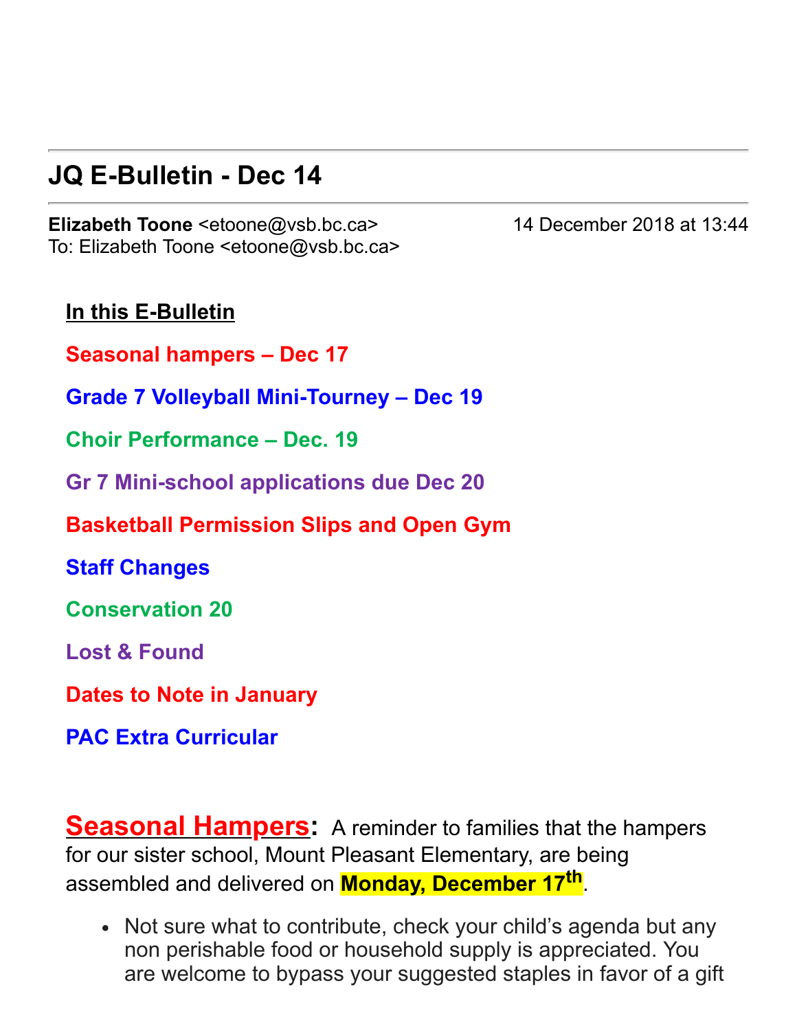## JQ E-Bulletin - Dec 14

**Elizabeth Toone** <etoone@vsb.bc.ca> 14 December 2018 at 13:44
To: Elizabeth Toone <etoone@vsb.bc.ca>

**In this E-Bulletin**

**Seasonal hampers – Dec 17**

**Grade 7 Volleyball Mini-Tourney – Dec 19**

**Choir Performance – Dec. 19**

**Gr 7 Mini-school applications due Dec 20**

**Basketball Permission Slips and Open Gym**

**Staff Changes**

**Conservation 20**

**Lost & Found**

**Dates to Note in January**

**PAC Extra Curricular**

**Seasonal Hampers:** A reminder to families that the hampers for our sister school, Mount Pleasant Elementary, are being assembled and delivered on **Monday, December 17th**.

- Not sure what to contribute, check your child's agenda but any non perishable food or household supply is appreciated. You are welcome to bypass your suggested staples in favor of a gift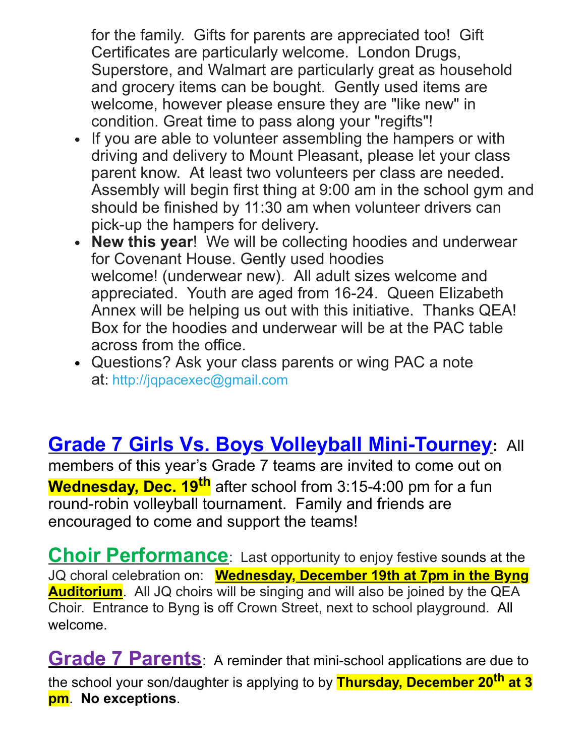for the family. Gifts for parents are appreciated too! Gift Certificates are particularly welcome. London Drugs, Superstore, and Walmart are particularly great as household and grocery items can be bought. Gently used items are welcome, however please ensure they are "like new" in condition. Great time to pass along your "regifts"!

- If you are able to volunteer assembling the hampers or with driving and delivery to Mount Pleasant, please let your class parent know. At least two volunteers per class are needed. Assembly will begin first thing at 9:00 am in the school gym and should be finished by 11:30 am when volunteer drivers can pick-up the hampers for delivery.
- **New this year**! We will be collecting hoodies and underwear for Covenant House. Gently used hoodies welcome! (underwear new). All adult sizes welcome and appreciated. Youth are aged from 16-24. Queen Elizabeth Annex will be helping us out with this initiative. Thanks QEA! Box for the hoodies and underwear will be at the PAC table across from the office.
- Questions? Ask your class parents or wing PAC a note at: http://jqpacexec@gmail.com

**Grade 7 Girls Vs. Boys Volleyball Mini-Tourney**: All members of this year's Grade 7 teams are invited to come out on **Wednesday, Dec. 19th** after school from 3:15-4:00 pm for a fun round-robin volleyball tournament. Family and friends are encouraged to come and support the teams!

**Choir Performance**: Last opportunity to enjoy festive sounds at the JQ choral celebration on: **Wednesday, December 19th at 7pm in the Byng Auditorium**. All JQ choirs will be singing and will also be joined by the QEA Choir. Entrance to Byng is off Crown Street, next to school playground. All welcome.

**Grade 7 Parents**: A reminder that mini-school applications are due to the school your son/daughter is applying to by **Thursday, December 20th at 3 pm**. **No exceptions**.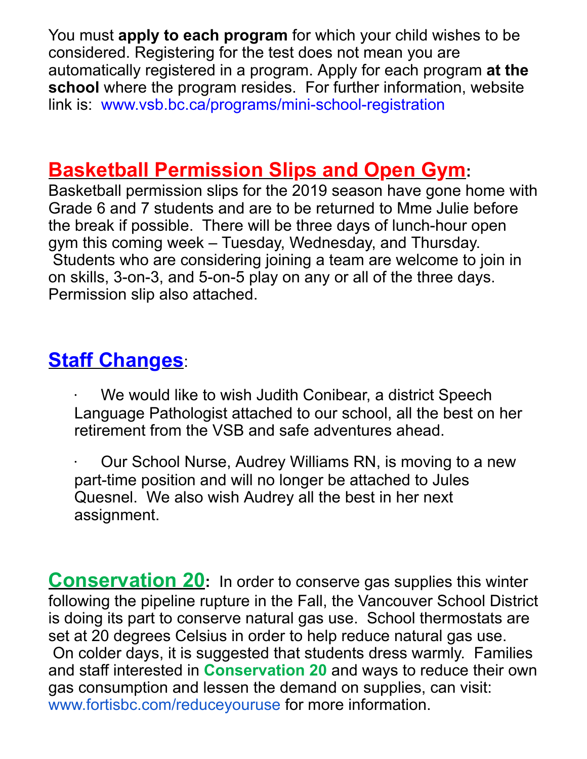You must **apply to each program** for which your child wishes to be considered. Registering for the test does not mean you are automatically registered in a program. Apply for each program **at the school** where the program resides. For further information, website link is: www.vsb.bc.ca/programs/mini-school-registration

## Basketball Permission Slips and Open Gym:

Basketball permission slips for the 2019 season have gone home with Grade 6 and 7 students and are to be returned to Mme Julie before the break if possible. There will be three days of lunch-hour open gym this coming week – Tuesday, Wednesday, and Thursday. Students who are considering joining a team are welcome to join in on skills, 3-on-3, and 5-on-5 play on any or all of the three days. Permission slip also attached.

## Staff Changes:

- We would like to wish Judith Conibear, a district Speech Language Pathologist attached to our school, all the best on her retirement from the VSB and safe adventures ahead.
- Our School Nurse, Audrey Williams RN, is moving to a new part-time position and will no longer be attached to Jules Quesnel. We also wish Audrey all the best in her next assignment.

## Conservation 20:

In order to conserve gas supplies this winter following the pipeline rupture in the Fall, the Vancouver School District is doing its part to conserve natural gas use. School thermostats are set at 20 degrees Celsius in order to help reduce natural gas use. On colder days, it is suggested that students dress warmly. Families and staff interested in **Conservation 20** and ways to reduce their own gas consumption and lessen the demand on supplies, can visit: www.fortisbc.com/reduceyouruse for more information.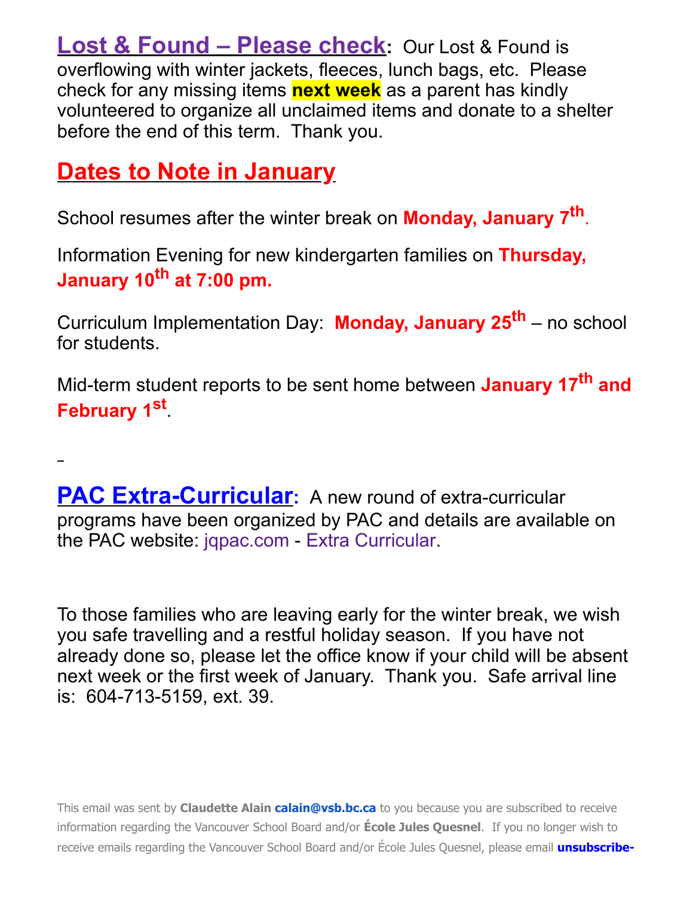**Lost & Found – Please check:** Our Lost & Found is overflowing with winter jackets, fleeces, lunch bags, etc. Please check for any missing items **next week** as a parent has kindly volunteered to organize all unclaimed items and donate to a shelter before the end of this term. Thank you.

## Dates to Note in January

School resumes after the winter break on **Monday, January 7th**.

Information Evening for new kindergarten families on **Thursday, January 10th at 7:00 pm.**

Curriculum Implementation Day: **Monday, January 25th** – no school for students.

Mid-term student reports to be sent home between **January 17th and February 1st**.

**PAC Extra-Curricular:** A new round of extra-curricular programs have been organized by PAC and details are available on the PAC website: jqpac.com - Extra Curricular.

To those families who are leaving early for the winter break, we wish you safe travelling and a restful holiday season. If you have not already done so, please let the office know if your child will be absent next week or the first week of January. Thank you. Safe arrival line is: 604-713-5159, ext. 39.

This email was sent by **Claudette Alain** **calain@vsb.bc.ca** to you because you are subscribed to receive information regarding the Vancouver School Board and/or **École Jules Quesnel**. If you no longer wish to receive emails regarding the Vancouver School Board and/or École Jules Quesnel, please email **unsubscribe-**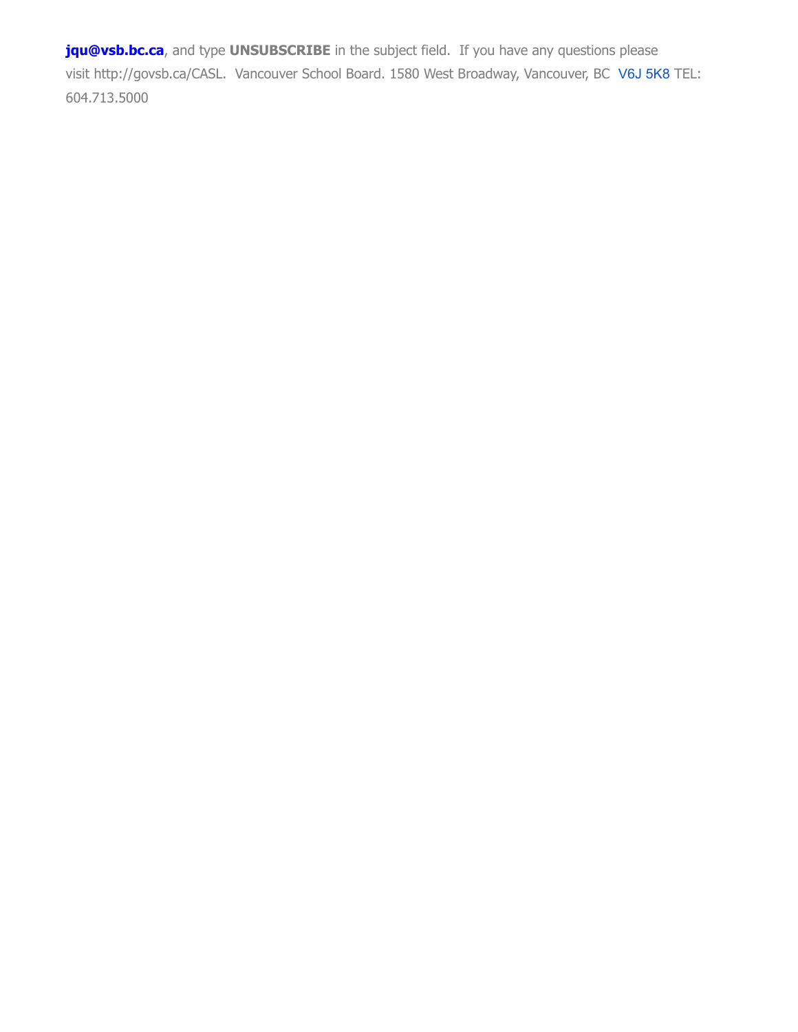**jqu@vsb.bc.ca**, and type **UNSUBSCRIBE** in the subject field. If you have any questions please visit http://govsb.ca/CASL. Vancouver School Board. 1580 West Broadway, Vancouver, BC V6J 5K8 TEL: 604.713.5000